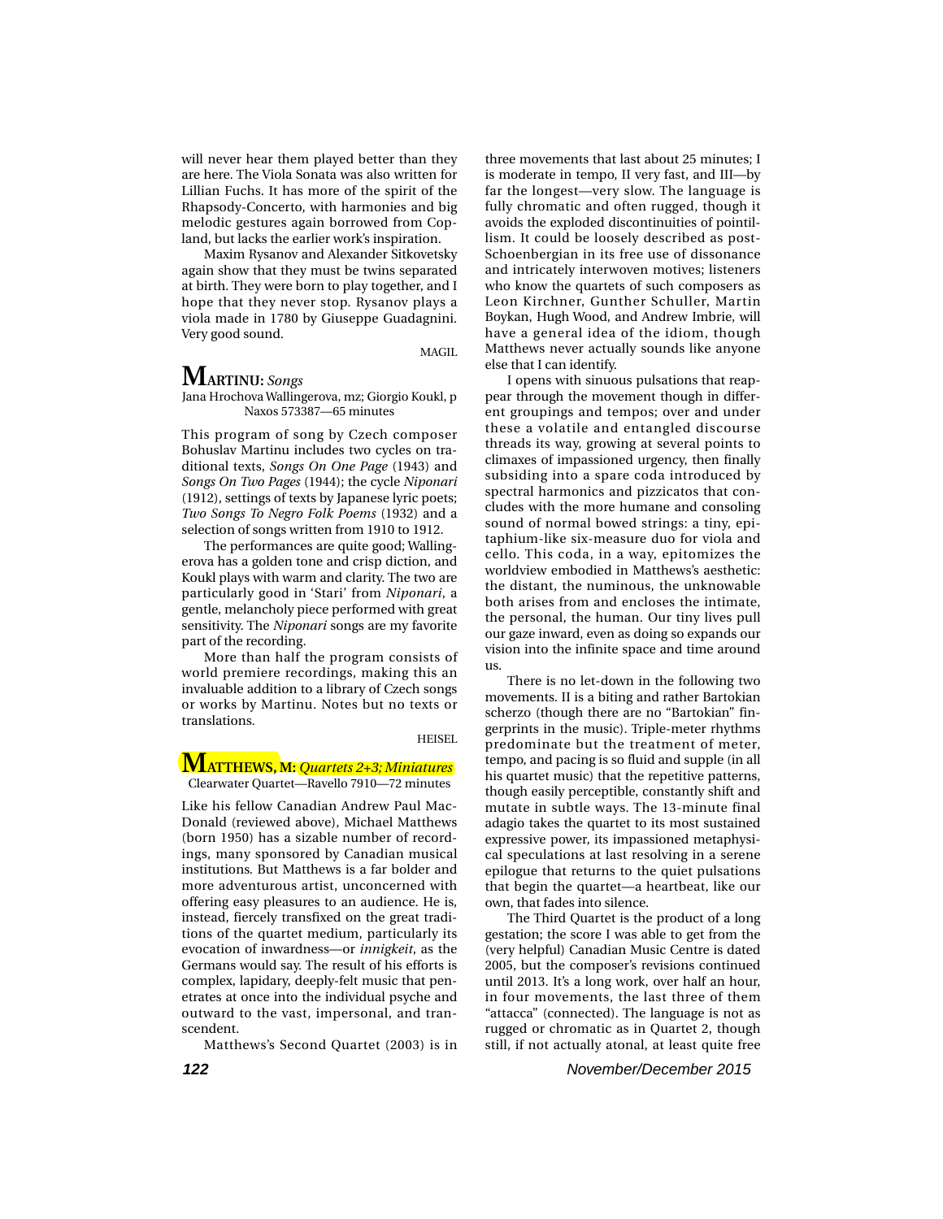will never hear them played better than they are here. The Viola Sonata was also written for Lillian Fuchs. It has more of the spirit of the Rhapsody-Concerto, with harmonies and big melodic gestures again borrowed from Copland, but lacks the earlier work's inspiration.

Maxim Rysanov and Alexander Sitkovetsky again show that they must be twins separated at birth. They were born to play together, and I hope that they never stop. Rysanov plays a viola made in 1780 by Giuseppe Guadagnini. Very good sound.

MAGIL

## MARTINU: *Songs*

Jana Hrochova Wallingerova, mz; Giorgio Koukl, p
Naxos 573387—65 minutes

This program of song by Czech composer Bohuslav Martinu includes two cycles on traditional texts, *Songs On One Page* (1943) and *Songs On Two Pages* (1944); the cycle *Niponari* (1912), settings of texts by Japanese lyric poets; *Two Songs To Negro Folk Poems* (1932) and a selection of songs written from 1910 to 1912.

The performances are quite good; Wallingerova has a golden tone and crisp diction, and Koukl plays with warm and clarity. The two are particularly good in 'Stari' from *Niponari*, a gentle, melancholy piece performed with great sensitivity. The *Niponari* songs are my favorite part of the recording.

More than half the program consists of world premiere recordings, making this an invaluable addition to a library of Czech songs or works by Martinu. Notes but no texts or translations.

HEISEL

## MATTHEWS, M: *Quartets 2+3; Miniatures*

Clearwater Quartet—Ravello 7910—72 minutes

Like his fellow Canadian Andrew Paul MacDonald (reviewed above), Michael Matthews (born 1950) has a sizable number of recordings, many sponsored by Canadian musical institutions. But Matthews is a far bolder and more adventurous artist, unconcerned with offering easy pleasures to an audience. He is, instead, fiercely transfixed on the great traditions of the quartet medium, particularly its evocation of inwardness—or *innigkeit*, as the Germans would say. The result of his efforts is complex, lapidary, deeply-felt music that penetrates at once into the individual psyche and outward to the vast, impersonal, and transcendent.

Matthews's Second Quartet (2003) is in three movements that last about 25 minutes; I is moderate in tempo, II very fast, and III—by far the longest—very slow. The language is fully chromatic and often rugged, though it avoids the exploded discontinuities of pointillism. It could be loosely described as post-Schoenbergian in its free use of dissonance and intricately interwoven motives; listeners who know the quartets of such composers as Leon Kirchner, Gunther Schuller, Martin Boykan, Hugh Wood, and Andrew Imbrie, will have a general idea of the idiom, though Matthews never actually sounds like anyone else that I can identify.

I opens with sinuous pulsations that reappear through the movement though in different groupings and tempos; over and under these a volatile and entangled discourse threads its way, growing at several points to climaxes of impassioned urgency, then finally subsiding into a spare coda introduced by spectral harmonics and pizzicatos that concludes with the more humane and consoling sound of normal bowed strings: a tiny, epitaphium-like six-measure duo for viola and cello. This coda, in a way, epitomizes the worldview embodied in Matthews's aesthetic: the distant, the numinous, the unknowable both arises from and encloses the intimate, the personal, the human. Our tiny lives pull our gaze inward, even as doing so expands our vision into the infinite space and time around us.

There is no let-down in the following two movements. II is a biting and rather Bartokian scherzo (though there are no "Bartokian" fingerprints in the music). Triple-meter rhythms predominate but the treatment of meter, tempo, and pacing is so fluid and supple (in all his quartet music) that the repetitive patterns, though easily perceptible, constantly shift and mutate in subtle ways. The 13-minute final adagio takes the quartet to its most sustained expressive power, its impassioned metaphysical speculations at last resolving in a serene epilogue that returns to the quiet pulsations that begin the quartet—a heartbeat, like our own, that fades into silence.

The Third Quartet is the product of a long gestation; the score I was able to get from the (very helpful) Canadian Music Centre is dated 2005, but the composer's revisions continued until 2013. It's a long work, over half an hour, in four movements, the last three of them "attacca" (connected). The language is not as rugged or chromatic as in Quartet 2, though still, if not actually atonal, at least quite free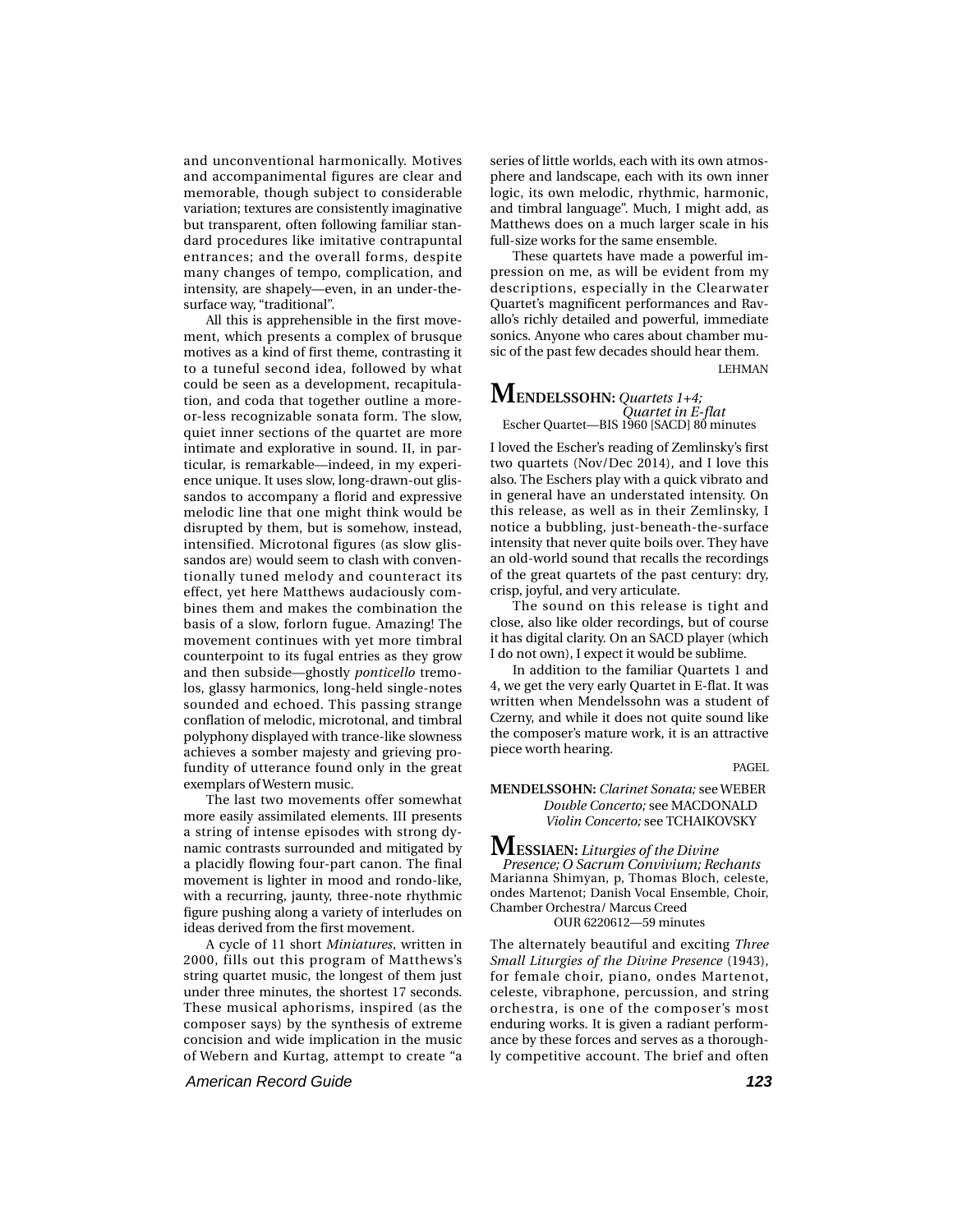and unconventional harmonically. Motives and accompanimental figures are clear and memorable, though subject to considerable variation; textures are consistently imaginative but transparent, often following familiar standard procedures like imitative contrapuntal entrances; and the overall forms, despite many changes of tempo, complication, and intensity, are shapely—even, in an under-the-surface way, "traditional".

All this is apprehensible in the first movement, which presents a complex of brusque motives as a kind of first theme, contrasting it to a tuneful second idea, followed by what could be seen as a development, recapitulation, and coda that together outline a more-or-less recognizable sonata form. The slow, quiet inner sections of the quartet are more intimate and explorative in sound. II, in particular, is remarkable—indeed, in my experience unique. It uses slow, long-drawn-out glissandos to accompany a florid and expressive melodic line that one might think would be disrupted by them, but is somehow, instead, intensified. Microtonal figures (as slow glissandos are) would seem to clash with conventionally tuned melody and counteract its effect, yet here Matthews audaciously combines them and makes the combination the basis of a slow, forlorn fugue. Amazing! The movement continues with yet more timbral counterpoint to its fugal entries as they grow and then subside—ghostly *ponticello* tremolos, glassy harmonics, long-held single-notes sounded and echoed. This passing strange conflation of melodic, microtonal, and timbral polyphony displayed with trance-like slowness achieves a somber majesty and grieving profundity of utterance found only in the great exemplars of Western music.

The last two movements offer somewhat more easily assimilated elements. III presents a string of intense episodes with strong dynamic contrasts surrounded and mitigated by a placidly flowing four-part canon. The final movement is lighter in mood and rondo-like, with a recurring, jaunty, three-note rhythmic figure pushing along a variety of interludes on ideas derived from the first movement.

A cycle of 11 short *Miniatures*, written in 2000, fills out this program of Matthews's string quartet music, the longest of them just under three minutes, the shortest 17 seconds. These musical aphorisms, inspired (as the composer says) by the synthesis of extreme concision and wide implication in the music of Webern and Kurtag, attempt to create "a series of little worlds, each with its own atmosphere and landscape, each with its own inner logic, its own melodic, rhythmic, harmonic, and timbral language". Much, I might add, as Matthews does on a much larger scale in his full-size works for the same ensemble.

These quartets have made a powerful impression on me, as will be evident from my descriptions, especially in the Clearwater Quartet's magnificent performances and Ravallo's richly detailed and powerful, immediate sonics. Anyone who cares about chamber music of the past few decades should hear them.

LEHMAN

## MENDELSSOHN: *Quartets 1+4; Quartet in E-flat*

Escher Quartet—BIS 1960 [SACD] 80 minutes

I loved the Escher's reading of Zemlinsky's first two quartets (Nov/Dec 2014), and I love this also. The Eschers play with a quick vibrato and in general have an understated intensity. On this release, as well as in their Zemlinsky, I notice a bubbling, just-beneath-the-surface intensity that never quite boils over. They have an old-world sound that recalls the recordings of the great quartets of the past century: dry, crisp, joyful, and very articulate.

The sound on this release is tight and close, also like older recordings, but of course it has digital clarity. On an SACD player (which I do not own), I expect it would be sublime.

In addition to the familiar Quartets 1 and 4, we get the very early Quartet in E-flat. It was written when Mendelssohn was a student of Czerny, and while it does not quite sound like the composer's mature work, it is an attractive piece worth hearing.

PAGEL

**MENDELSSOHN:** *Clarinet Sonata;* see WEBER
*Double Concerto;* see MACDONALD
*Violin Concerto;* see TCHAIKOVSKY

## MESSIAEN: *Liturgies of the Divine Presence; O Sacrum Convivium; Rechants*

Marianna Shimyan, p, Thomas Bloch, celeste, ondes Martenot; Danish Vocal Ensemble, Choir, Chamber Orchestra/ Marcus Creed
OUR 6220612—59 minutes

The alternately beautiful and exciting *Three Small Liturgies of the Divine Presence* (1943), for female choir, piano, ondes Martenot, celeste, vibraphone, percussion, and string orchestra, is one of the composer's most enduring works. It is given a radiant performance by these forces and serves as a thoroughly competitive account. The brief and often